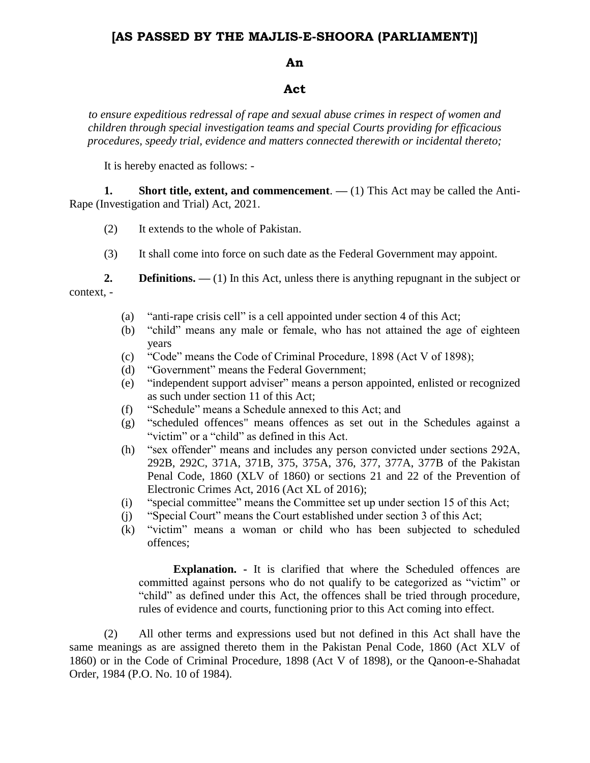# [AS PASSED BY THE MAJLIS-E-SHOORA (PARLIAMENT)]

## An

## Act

*to ensure expeditious redressal of rape and sexual abuse crimes in respect of women and children through special investigation teams and special Courts providing for efficacious procedures, speedy trial, evidence and matters connected therewith or incidental thereto;*

It is hereby enacted as follows: -

**1. Short title, extent, and commencement**. — (1) This Act may be called the Anti-Rape (Investigation and Trial) Act, 2021.

(2) It extends to the whole of Pakistan.

(3) It shall come into force on such date as the Federal Government may appoint.

**2. Definitions.** — (1) In this Act, unless there is anything repugnant in the subject or context, -

(a) "anti-rape crisis cell" is a cell appointed under section 4 of this Act;

(b) "child" means any male or female, who has not attained the age of eighteen years

(c) "Code" means the Code of Criminal Procedure, 1898 (Act V of 1898);

(d) "Government" means the Federal Government;

(e) "independent support adviser" means a person appointed, enlisted or recognized as such under section 11 of this Act;

(f) "Schedule" means a Schedule annexed to this Act; and

(g) "scheduled offences" means offences as set out in the Schedules against a "victim" or a "child" as defined in this Act.

(h) "sex offender" means and includes any person convicted under sections 292A, 292B, 292C, 371A, 371B, 375, 375A, 376, 377, 377A, 377B of the Pakistan Penal Code, 1860 (XLV of 1860) or sections 21 and 22 of the Prevention of Electronic Crimes Act, 2016 (Act XL of 2016);

(i) "special committee" means the Committee set up under section 15 of this Act;

(j) "Special Court" means the Court established under section 3 of this Act;

(k) "victim" means a woman or child who has been subjected to scheduled offences;

**Explanation. -** It is clarified that where the Scheduled offences are committed against persons who do not qualify to be categorized as "victim" or "child" as defined under this Act, the offences shall be tried through procedure, rules of evidence and courts, functioning prior to this Act coming into effect.

(2) All other terms and expressions used but not defined in this Act shall have the same meanings as are assigned thereto them in the Pakistan Penal Code, 1860 (Act XLV of 1860) or in the Code of Criminal Procedure, 1898 (Act V of 1898), or the Qanoon-e-Shahadat Order, 1984 (P.O. No. 10 of 1984).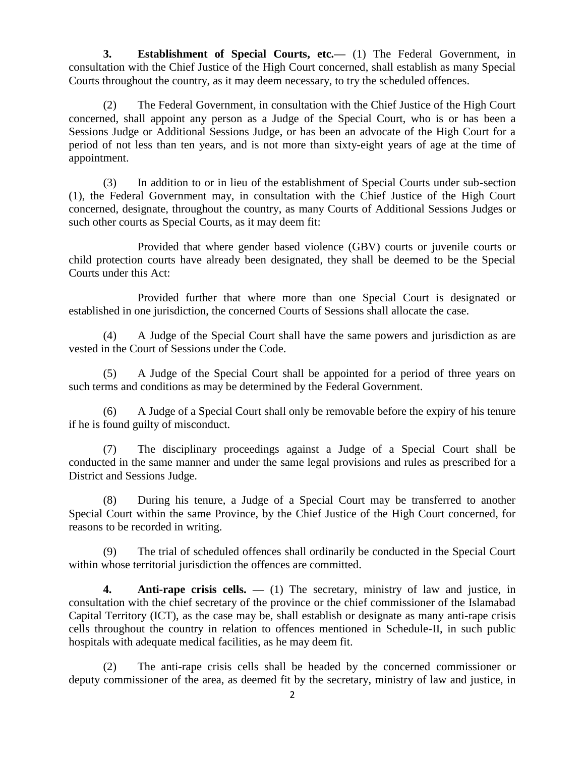**3. Establishment of Special Courts, etc.—** (1) The Federal Government, in consultation with the Chief Justice of the High Court concerned, shall establish as many Special Courts throughout the country, as it may deem necessary, to try the scheduled offences.

(2) The Federal Government, in consultation with the Chief Justice of the High Court concerned, shall appoint any person as a Judge of the Special Court, who is or has been a Sessions Judge or Additional Sessions Judge, or has been an advocate of the High Court for a period of not less than ten years, and is not more than sixty-eight years of age at the time of appointment.

(3) In addition to or in lieu of the establishment of Special Courts under sub-section (1), the Federal Government may, in consultation with the Chief Justice of the High Court concerned, designate, throughout the country, as many Courts of Additional Sessions Judges or such other courts as Special Courts, as it may deem fit:

Provided that where gender based violence (GBV) courts or juvenile courts or child protection courts have already been designated, they shall be deemed to be the Special Courts under this Act:

Provided further that where more than one Special Court is designated or established in one jurisdiction, the concerned Courts of Sessions shall allocate the case.

(4) A Judge of the Special Court shall have the same powers and jurisdiction as are vested in the Court of Sessions under the Code.

(5) A Judge of the Special Court shall be appointed for a period of three years on such terms and conditions as may be determined by the Federal Government.

(6) A Judge of a Special Court shall only be removable before the expiry of his tenure if he is found guilty of misconduct.

(7) The disciplinary proceedings against a Judge of a Special Court shall be conducted in the same manner and under the same legal provisions and rules as prescribed for a District and Sessions Judge.

(8) During his tenure, a Judge of a Special Court may be transferred to another Special Court within the same Province, by the Chief Justice of the High Court concerned, for reasons to be recorded in writing.

(9) The trial of scheduled offences shall ordinarily be conducted in the Special Court within whose territorial jurisdiction the offences are committed.

**4. Anti-rape crisis cells. —** (1) The secretary, ministry of law and justice, in consultation with the chief secretary of the province or the chief commissioner of the Islamabad Capital Territory (ICT), as the case may be, shall establish or designate as many anti-rape crisis cells throughout the country in relation to offences mentioned in Schedule-II, in such public hospitals with adequate medical facilities, as he may deem fit.

(2) The anti-rape crisis cells shall be headed by the concerned commissioner or deputy commissioner of the area, as deemed fit by the secretary, ministry of law and justice, in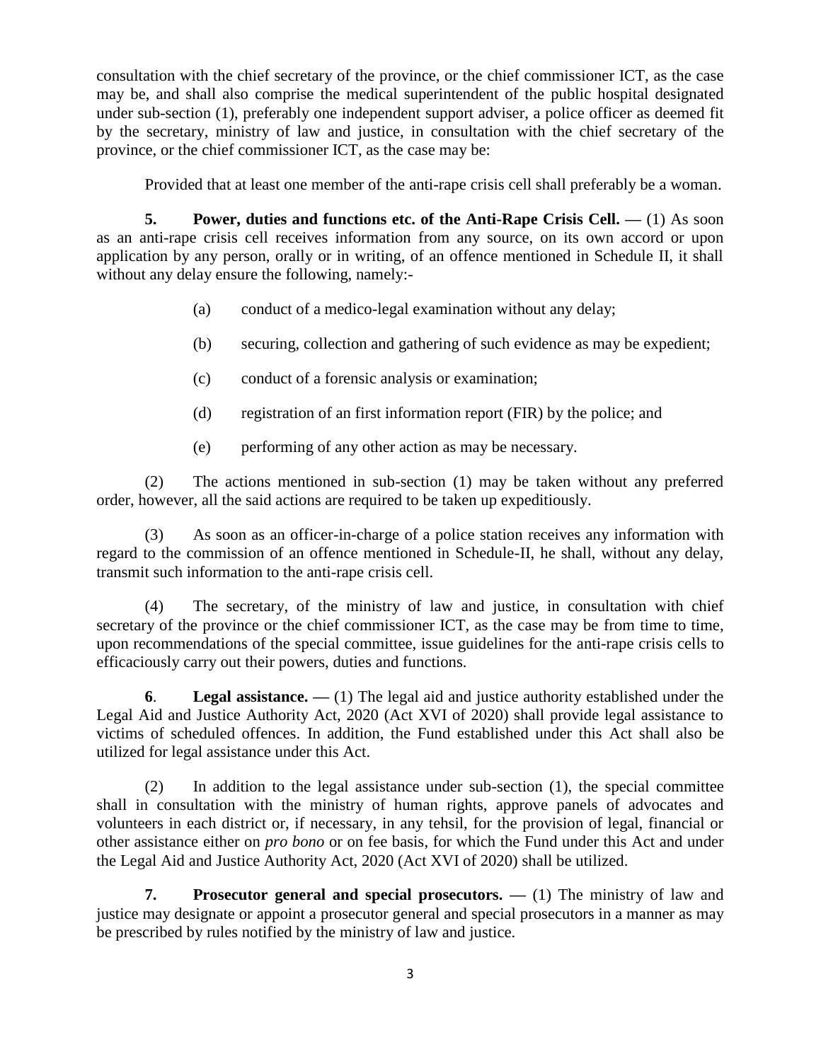consultation with the chief secretary of the province, or the chief commissioner ICT, as the case may be, and shall also comprise the medical superintendent of the public hospital designated under sub-section (1), preferably one independent support adviser, a police officer as deemed fit by the secretary, ministry of law and justice, in consultation with the chief secretary of the province, or the chief commissioner ICT, as the case may be:

Provided that at least one member of the anti-rape crisis cell shall preferably be a woman.

**5. Power, duties and functions etc. of the Anti-Rape Crisis Cell. —** (1) As soon as an anti-rape crisis cell receives information from any source, on its own accord or upon application by any person, orally or in writing, of an offence mentioned in Schedule II, it shall without any delay ensure the following, namely:-

(a) conduct of a medico-legal examination without any delay;

(b) securing, collection and gathering of such evidence as may be expedient;

(c) conduct of a forensic analysis or examination;

(d) registration of an first information report (FIR) by the police; and

(e) performing of any other action as may be necessary.

(2) The actions mentioned in sub-section (1) may be taken without any preferred order, however, all the said actions are required to be taken up expeditiously.

(3) As soon as an officer-in-charge of a police station receives any information with regard to the commission of an offence mentioned in Schedule-II, he shall, without any delay, transmit such information to the anti-rape crisis cell.

(4) The secretary, of the ministry of law and justice, in consultation with chief secretary of the province or the chief commissioner ICT, as the case may be from time to time, upon recommendations of the special committee, issue guidelines for the anti-rape crisis cells to efficaciously carry out their powers, duties and functions.

**6. Legal assistance. —** (1) The legal aid and justice authority established under the Legal Aid and Justice Authority Act, 2020 (Act XVI of 2020) shall provide legal assistance to victims of scheduled offences. In addition, the Fund established under this Act shall also be utilized for legal assistance under this Act.

(2) In addition to the legal assistance under sub-section (1), the special committee shall in consultation with the ministry of human rights, approve panels of advocates and volunteers in each district or, if necessary, in any tehsil, for the provision of legal, financial or other assistance either on *pro bono* or on fee basis, for which the Fund under this Act and under the Legal Aid and Justice Authority Act, 2020 (Act XVI of 2020) shall be utilized.

**7. Prosecutor general and special prosecutors. —** (1) The ministry of law and justice may designate or appoint a prosecutor general and special prosecutors in a manner as may be prescribed by rules notified by the ministry of law and justice.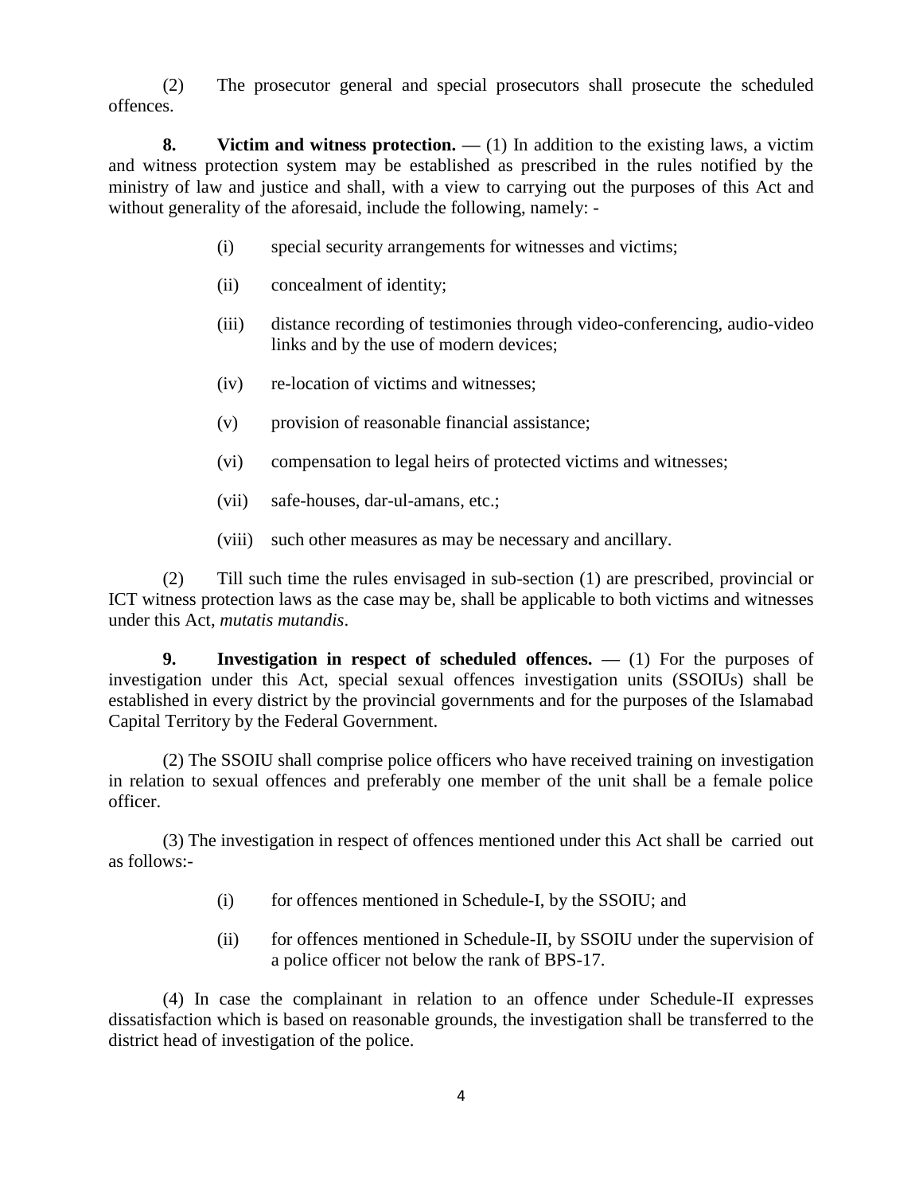(2) The prosecutor general and special prosecutors shall prosecute the scheduled offences.

**8. Victim and witness protection. —** (1) In addition to the existing laws, a victim and witness protection system may be established as prescribed in the rules notified by the ministry of law and justice and shall, with a view to carrying out the purposes of this Act and without generality of the aforesaid, include the following, namely: -

(i) special security arrangements for witnesses and victims;

(ii) concealment of identity;

(iii) distance recording of testimonies through video-conferencing, audio-video links and by the use of modern devices;

(iv) re-location of victims and witnesses;

(v) provision of reasonable financial assistance;

(vi) compensation to legal heirs of protected victims and witnesses;

(vii) safe-houses, dar-ul-amans, etc.;

(viii) such other measures as may be necessary and ancillary.

(2) Till such time the rules envisaged in sub-section (1) are prescribed, provincial or ICT witness protection laws as the case may be, shall be applicable to both victims and witnesses under this Act, *mutatis mutandis*.

**9. Investigation in respect of scheduled offences. —** (1) For the purposes of investigation under this Act, special sexual offences investigation units (SSOIUs) shall be established in every district by the provincial governments and for the purposes of the Islamabad Capital Territory by the Federal Government.

(2) The SSOIU shall comprise police officers who have received training on investigation in relation to sexual offences and preferably one member of the unit shall be a female police officer.

(3) The investigation in respect of offences mentioned under this Act shall be carried out as follows:-

(i) for offences mentioned in Schedule-I, by the SSOIU; and

(ii) for offences mentioned in Schedule-II, by SSOIU under the supervision of a police officer not below the rank of BPS-17.

(4) In case the complainant in relation to an offence under Schedule-II expresses dissatisfaction which is based on reasonable grounds, the investigation shall be transferred to the district head of investigation of the police.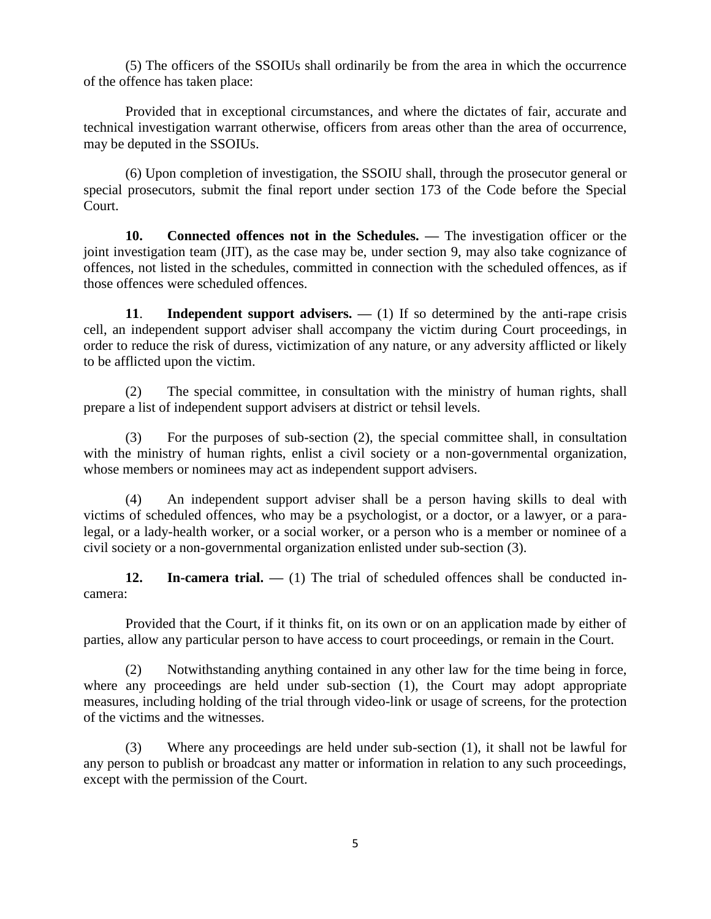(5) The officers of the SSOIUs shall ordinarily be from the area in which the occurrence of the offence has taken place:

Provided that in exceptional circumstances, and where the dictates of fair, accurate and technical investigation warrant otherwise, officers from areas other than the area of occurrence, may be deputed in the SSOIUs.

(6) Upon completion of investigation, the SSOIU shall, through the prosecutor general or special prosecutors, submit the final report under section 173 of the Code before the Special Court.

**10. Connected offences not in the Schedules. —** The investigation officer or the joint investigation team (JIT), as the case may be, under section 9, may also take cognizance of offences, not listed in the schedules, committed in connection with the scheduled offences, as if those offences were scheduled offences.

**11. Independent support advisers. —** (1) If so determined by the anti-rape crisis cell, an independent support adviser shall accompany the victim during Court proceedings, in order to reduce the risk of duress, victimization of any nature, or any adversity afflicted or likely to be afflicted upon the victim.

(2) The special committee, in consultation with the ministry of human rights, shall prepare a list of independent support advisers at district or tehsil levels.

(3) For the purposes of sub-section (2), the special committee shall, in consultation with the ministry of human rights, enlist a civil society or a non-governmental organization, whose members or nominees may act as independent support advisers.

(4) An independent support adviser shall be a person having skills to deal with victims of scheduled offences, who may be a psychologist, or a doctor, or a lawyer, or a para-legal, or a lady-health worker, or a social worker, or a person who is a member or nominee of a civil society or a non-governmental organization enlisted under sub-section (3).

**12. In-camera trial. —** (1) The trial of scheduled offences shall be conducted in-camera:

Provided that the Court, if it thinks fit, on its own or on an application made by either of parties, allow any particular person to have access to court proceedings, or remain in the Court.

(2) Notwithstanding anything contained in any other law for the time being in force, where any proceedings are held under sub-section (1), the Court may adopt appropriate measures, including holding of the trial through video-link or usage of screens, for the protection of the victims and the witnesses.

(3) Where any proceedings are held under sub-section (1), it shall not be lawful for any person to publish or broadcast any matter or information in relation to any such proceedings, except with the permission of the Court.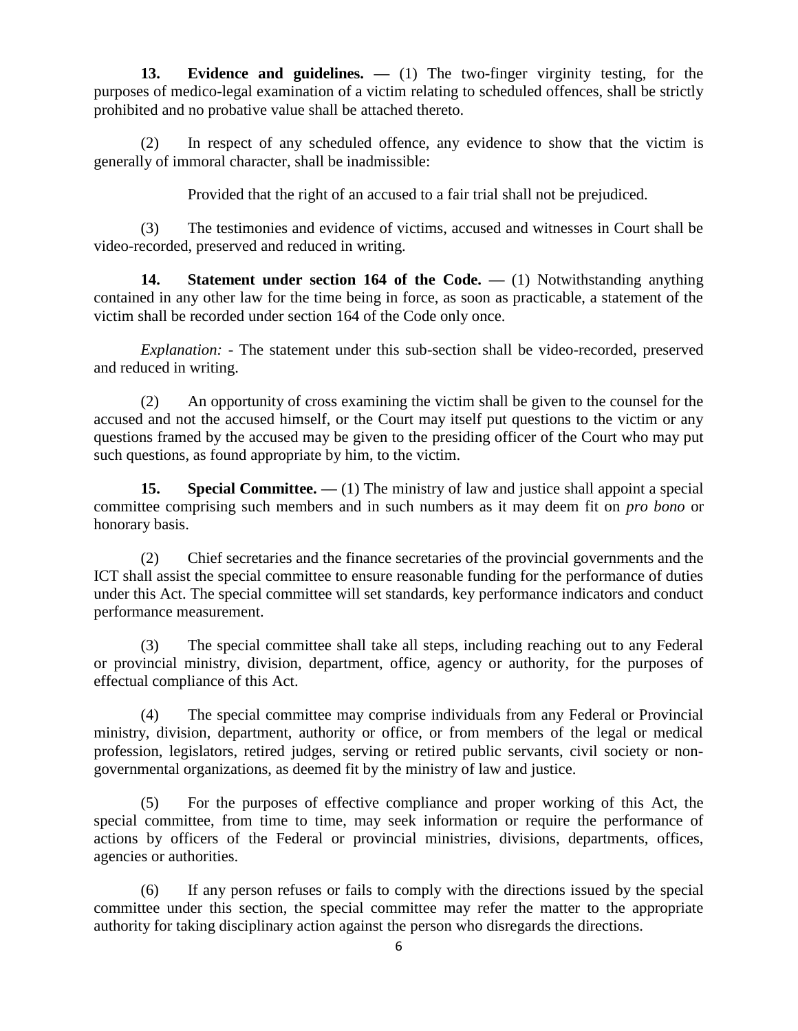**13. Evidence and guidelines. —** (1) The two-finger virginity testing, for the purposes of medico-legal examination of a victim relating to scheduled offences, shall be strictly prohibited and no probative value shall be attached thereto.

(2) In respect of any scheduled offence, any evidence to show that the victim is generally of immoral character, shall be inadmissible:

Provided that the right of an accused to a fair trial shall not be prejudiced.

(3) The testimonies and evidence of victims, accused and witnesses in Court shall be video-recorded, preserved and reduced in writing.

**14. Statement under section 164 of the Code. —** (1) Notwithstanding anything contained in any other law for the time being in force, as soon as practicable, a statement of the victim shall be recorded under section 164 of the Code only once.

*Explanation:* - The statement under this sub-section shall be video-recorded, preserved and reduced in writing.

(2) An opportunity of cross examining the victim shall be given to the counsel for the accused and not the accused himself, or the Court may itself put questions to the victim or any questions framed by the accused may be given to the presiding officer of the Court who may put such questions, as found appropriate by him, to the victim.

**15. Special Committee. —** (1) The ministry of law and justice shall appoint a special committee comprising such members and in such numbers as it may deem fit on *pro bono* or honorary basis.

(2) Chief secretaries and the finance secretaries of the provincial governments and the ICT shall assist the special committee to ensure reasonable funding for the performance of duties under this Act. The special committee will set standards, key performance indicators and conduct performance measurement.

(3) The special committee shall take all steps, including reaching out to any Federal or provincial ministry, division, department, office, agency or authority, for the purposes of effectual compliance of this Act.

(4) The special committee may comprise individuals from any Federal or Provincial ministry, division, department, authority or office, or from members of the legal or medical profession, legislators, retired judges, serving or retired public servants, civil society or non-governmental organizations, as deemed fit by the ministry of law and justice.

(5) For the purposes of effective compliance and proper working of this Act, the special committee, from time to time, may seek information or require the performance of actions by officers of the Federal or provincial ministries, divisions, departments, offices, agencies or authorities.

(6) If any person refuses or fails to comply with the directions issued by the special committee under this section, the special committee may refer the matter to the appropriate authority for taking disciplinary action against the person who disregards the directions.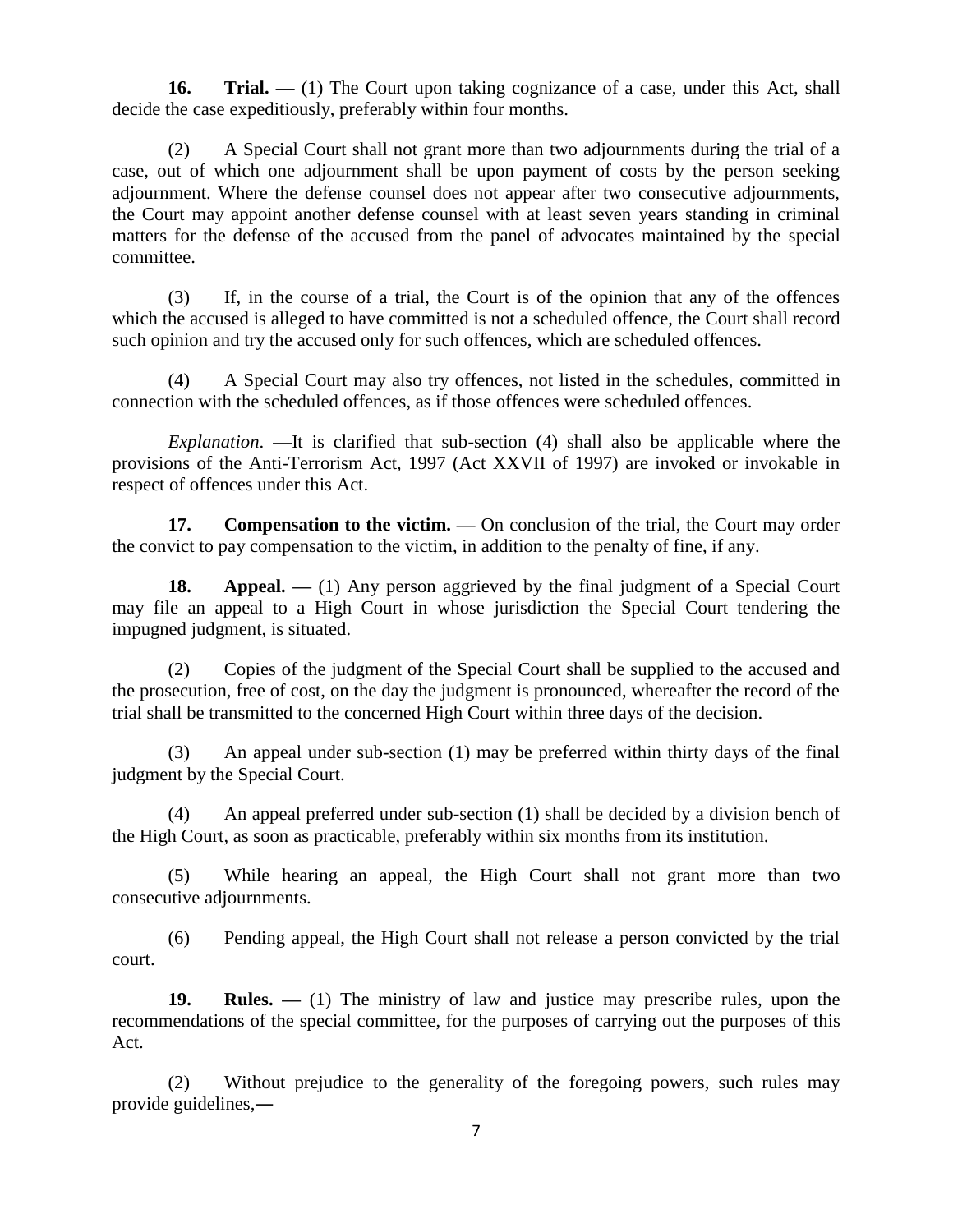**16. Trial. —** (1) The Court upon taking cognizance of a case, under this Act, shall decide the case expeditiously, preferably within four months.

(2) A Special Court shall not grant more than two adjournments during the trial of a case, out of which one adjournment shall be upon payment of costs by the person seeking adjournment. Where the defense counsel does not appear after two consecutive adjournments, the Court may appoint another defense counsel with at least seven years standing in criminal matters for the defense of the accused from the panel of advocates maintained by the special committee.

(3) If, in the course of a trial, the Court is of the opinion that any of the offences which the accused is alleged to have committed is not a scheduled offence, the Court shall record such opinion and try the accused only for such offences, which are scheduled offences.

(4) A Special Court may also try offences, not listed in the schedules, committed in connection with the scheduled offences, as if those offences were scheduled offences.

*Explanation*. —It is clarified that sub-section (4) shall also be applicable where the provisions of the Anti-Terrorism Act, 1997 (Act XXVII of 1997) are invoked or invokable in respect of offences under this Act.

**17. Compensation to the victim. —** On conclusion of the trial, the Court may order the convict to pay compensation to the victim, in addition to the penalty of fine, if any.

**18. Appeal. —** (1) Any person aggrieved by the final judgment of a Special Court may file an appeal to a High Court in whose jurisdiction the Special Court tendering the impugned judgment, is situated.

(2) Copies of the judgment of the Special Court shall be supplied to the accused and the prosecution, free of cost, on the day the judgment is pronounced, whereafter the record of the trial shall be transmitted to the concerned High Court within three days of the decision.

(3) An appeal under sub-section (1) may be preferred within thirty days of the final judgment by the Special Court.

(4) An appeal preferred under sub-section (1) shall be decided by a division bench of the High Court, as soon as practicable, preferably within six months from its institution.

(5) While hearing an appeal, the High Court shall not grant more than two consecutive adjournments.

(6) Pending appeal, the High Court shall not release a person convicted by the trial court.

**19. Rules. —** (1) The ministry of law and justice may prescribe rules, upon the recommendations of the special committee, for the purposes of carrying out the purposes of this Act.

(2) Without prejudice to the generality of the foregoing powers, such rules may provide guidelines,—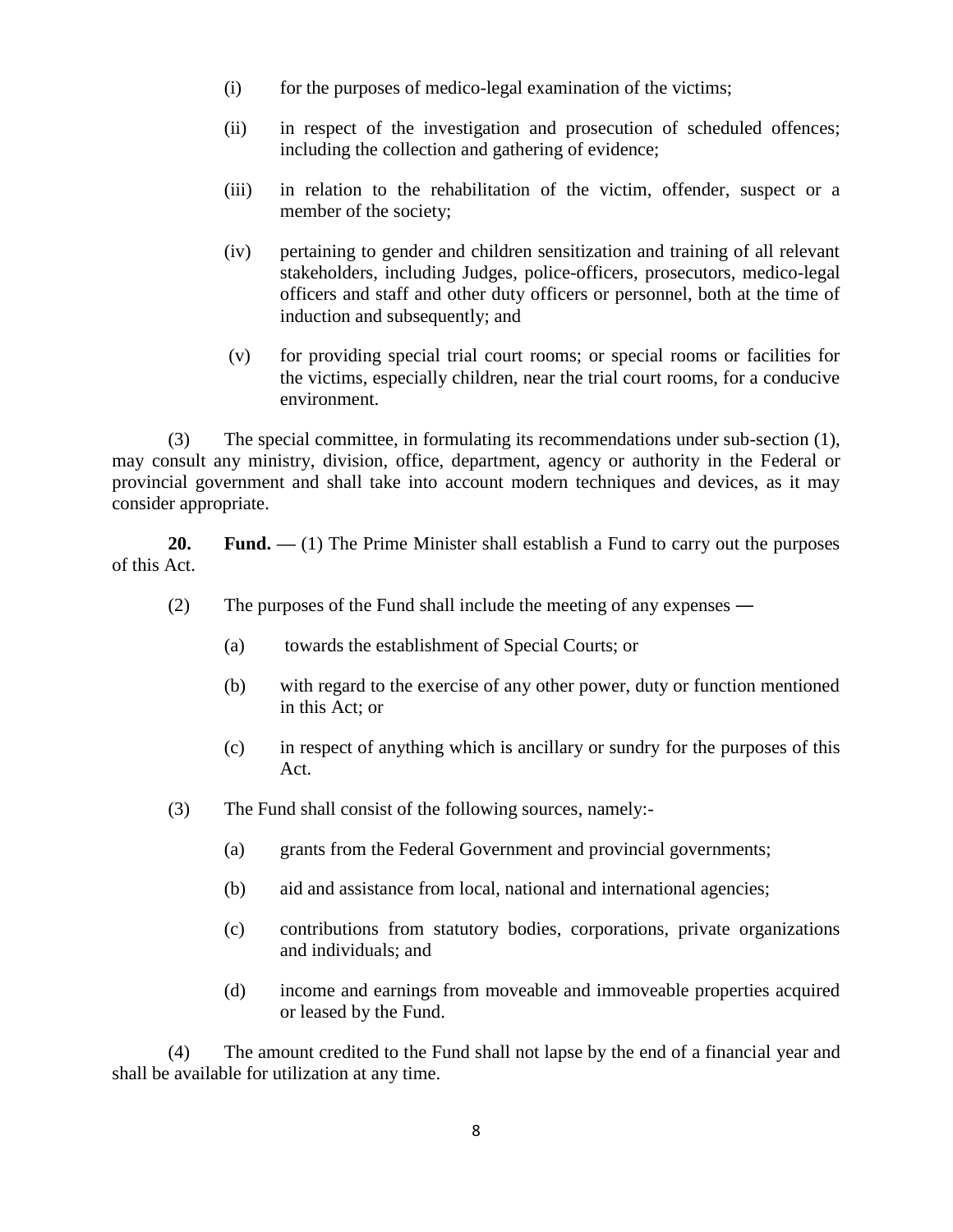(i) for the purposes of medico-legal examination of the victims;

(ii) in respect of the investigation and prosecution of scheduled offences; including the collection and gathering of evidence;

(iii) in relation to the rehabilitation of the victim, offender, suspect or a member of the society;

(iv) pertaining to gender and children sensitization and training of all relevant stakeholders, including Judges, police-officers, prosecutors, medico-legal officers and staff and other duty officers or personnel, both at the time of induction and subsequently; and

(v) for providing special trial court rooms; or special rooms or facilities for the victims, especially children, near the trial court rooms, for a conducive environment.

(3) The special committee, in formulating its recommendations under sub-section (1), may consult any ministry, division, office, department, agency or authority in the Federal or provincial government and shall take into account modern techniques and devices, as it may consider appropriate.

**20. Fund. —** (1) The Prime Minister shall establish a Fund to carry out the purposes of this Act.

(2) The purposes of the Fund shall include the meeting of any expenses —

(a) towards the establishment of Special Courts; or

(b) with regard to the exercise of any other power, duty or function mentioned in this Act; or

(c) in respect of anything which is ancillary or sundry for the purposes of this Act.

(3) The Fund shall consist of the following sources, namely:-

(a) grants from the Federal Government and provincial governments;

(b) aid and assistance from local, national and international agencies;

(c) contributions from statutory bodies, corporations, private organizations and individuals; and

(d) income and earnings from moveable and immoveable properties acquired or leased by the Fund.

(4) The amount credited to the Fund shall not lapse by the end of a financial year and shall be available for utilization at any time.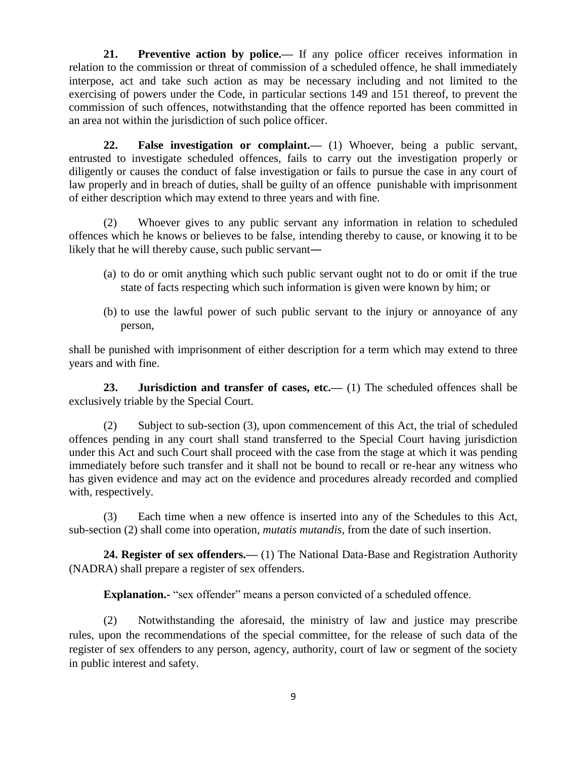**21. Preventive action by police.—** If any police officer receives information in relation to the commission or threat of commission of a scheduled offence, he shall immediately interpose, act and take such action as may be necessary including and not limited to the exercising of powers under the Code, in particular sections 149 and 151 thereof, to prevent the commission of such offences, notwithstanding that the offence reported has been committed in an area not within the jurisdiction of such police officer.

**22. False investigation or complaint.—** (1) Whoever, being a public servant, entrusted to investigate scheduled offences, fails to carry out the investigation properly or diligently or causes the conduct of false investigation or fails to pursue the case in any court of law properly and in breach of duties, shall be guilty of an offence punishable with imprisonment of either description which may extend to three years and with fine.

(2) Whoever gives to any public servant any information in relation to scheduled offences which he knows or believes to be false, intending thereby to cause, or knowing it to be likely that he will thereby cause, such public servant―

(a) to do or omit anything which such public servant ought not to do or omit if the true state of facts respecting which such information is given were known by him; or

(b) to use the lawful power of such public servant to the injury or annoyance of any person,

shall be punished with imprisonment of either description for a term which may extend to three years and with fine.

**23. Jurisdiction and transfer of cases, etc.—** (1) The scheduled offences shall be exclusively triable by the Special Court.

(2) Subject to sub-section (3), upon commencement of this Act, the trial of scheduled offences pending in any court shall stand transferred to the Special Court having jurisdiction under this Act and such Court shall proceed with the case from the stage at which it was pending immediately before such transfer and it shall not be bound to recall or re-hear any witness who has given evidence and may act on the evidence and procedures already recorded and complied with, respectively.

(3) Each time when a new offence is inserted into any of the Schedules to this Act, sub-section (2) shall come into operation, *mutatis mutandis*, from the date of such insertion.

**24. Register of sex offenders.—** (1) The National Data-Base and Registration Authority (NADRA) shall prepare a register of sex offenders.

**Explanation.-** "sex offender" means a person convicted of a scheduled offence.

(2) Notwithstanding the aforesaid, the ministry of law and justice may prescribe rules, upon the recommendations of the special committee, for the release of such data of the register of sex offenders to any person, agency, authority, court of law or segment of the society in public interest and safety.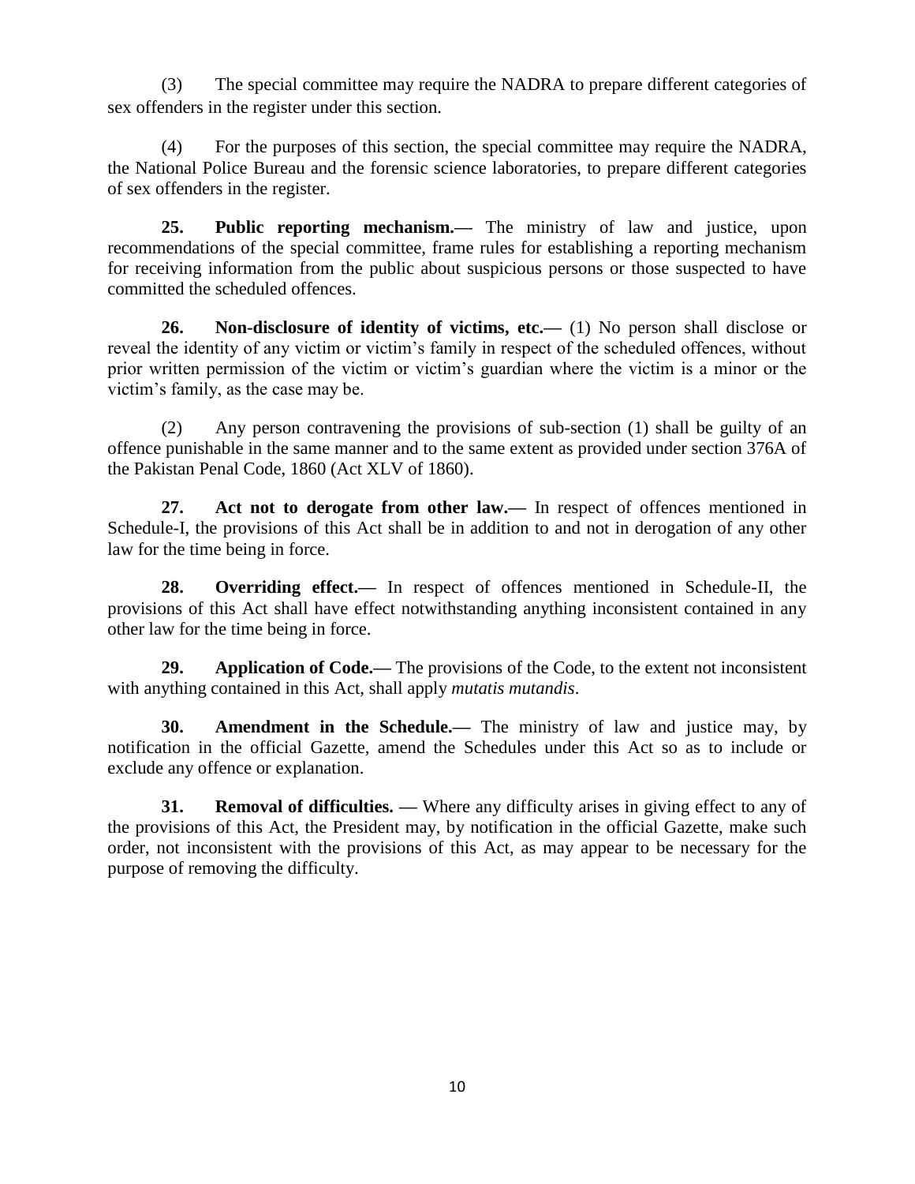(3) The special committee may require the NADRA to prepare different categories of sex offenders in the register under this section.

(4) For the purposes of this section, the special committee may require the NADRA, the National Police Bureau and the forensic science laboratories, to prepare different categories of sex offenders in the register.

**25. Public reporting mechanism.—** The ministry of law and justice, upon recommendations of the special committee, frame rules for establishing a reporting mechanism for receiving information from the public about suspicious persons or those suspected to have committed the scheduled offences.

**26. Non-disclosure of identity of victims, etc.—** (1) No person shall disclose or reveal the identity of any victim or victim's family in respect of the scheduled offences, without prior written permission of the victim or victim's guardian where the victim is a minor or the victim's family, as the case may be.

(2) Any person contravening the provisions of sub-section (1) shall be guilty of an offence punishable in the same manner and to the same extent as provided under section 376A of the Pakistan Penal Code, 1860 (Act XLV of 1860).

**27. Act not to derogate from other law.—** In respect of offences mentioned in Schedule-I, the provisions of this Act shall be in addition to and not in derogation of any other law for the time being in force.

**28. Overriding effect.—** In respect of offences mentioned in Schedule-II, the provisions of this Act shall have effect notwithstanding anything inconsistent contained in any other law for the time being in force.

**29. Application of Code.—** The provisions of the Code, to the extent not inconsistent with anything contained in this Act, shall apply *mutatis mutandis*.

**30. Amendment in the Schedule.—** The ministry of law and justice may, by notification in the official Gazette, amend the Schedules under this Act so as to include or exclude any offence or explanation.

**31. Removal of difficulties. —** Where any difficulty arises in giving effect to any of the provisions of this Act, the President may, by notification in the official Gazette, make such order, not inconsistent with the provisions of this Act, as may appear to be necessary for the purpose of removing the difficulty.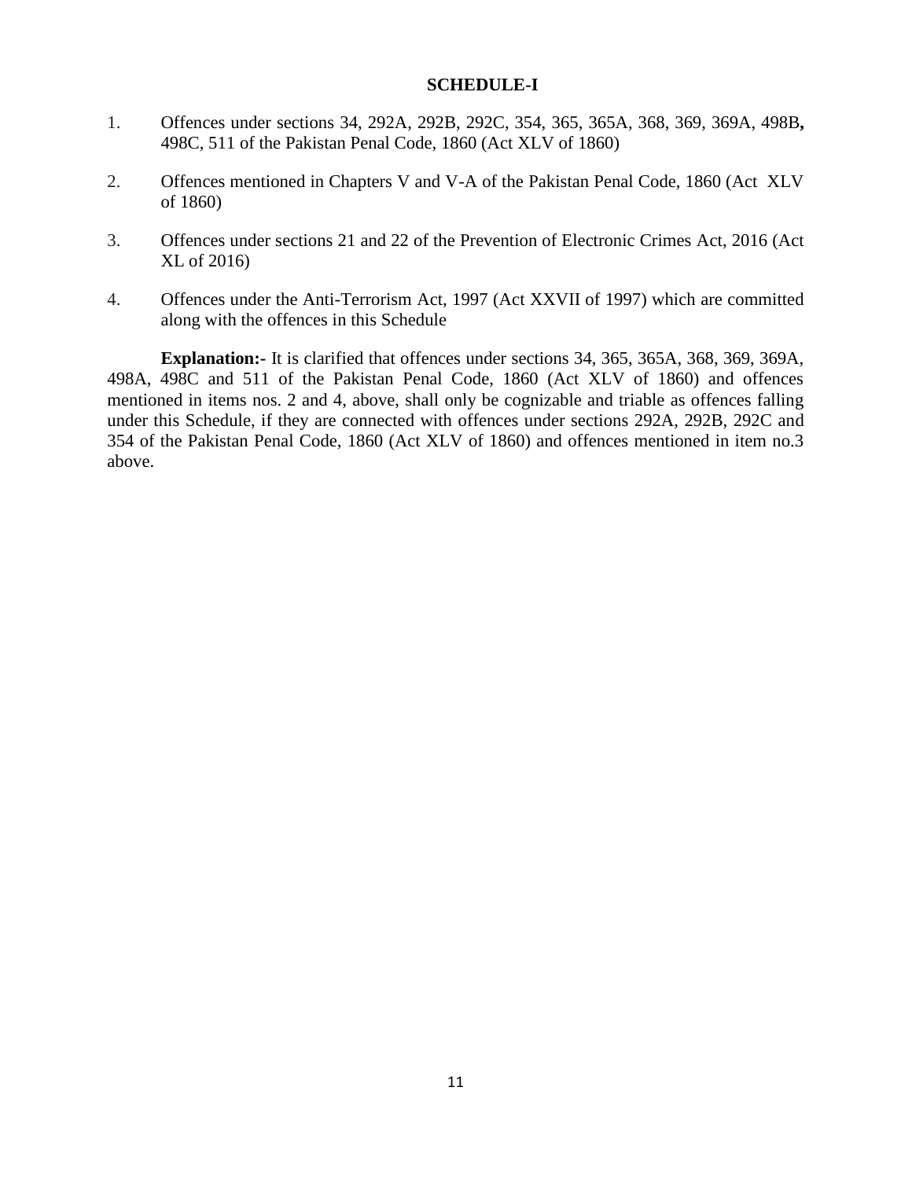# SCHEDULE-I

1. Offences under sections 34, 292A, 292B, 292C, 354, 365, 365A, 368, 369, 369A, 498B**,** 498C, 511 of the Pakistan Penal Code, 1860 (Act XLV of 1860)

2. Offences mentioned in Chapters V and V-A of the Pakistan Penal Code, 1860 (Act XLV of 1860)

3. Offences under sections 21 and 22 of the Prevention of Electronic Crimes Act, 2016 (Act XL of 2016)

4. Offences under the Anti-Terrorism Act, 1997 (Act XXVII of 1997) which are committed along with the offences in this Schedule

**Explanation:-** It is clarified that offences under sections 34, 365, 365A, 368, 369, 369A, 498A, 498C and 511 of the Pakistan Penal Code, 1860 (Act XLV of 1860) and offences mentioned in items nos. 2 and 4, above, shall only be cognizable and triable as offences falling under this Schedule, if they are connected with offences under sections 292A, 292B, 292C and 354 of the Pakistan Penal Code, 1860 (Act XLV of 1860) and offences mentioned in item no.3 above.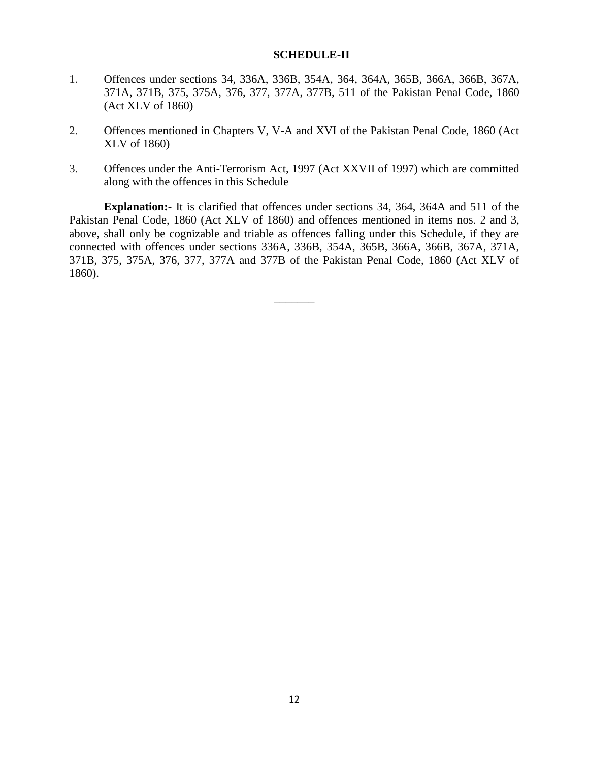**SCHEDULE-II**

1. Offences under sections 34, 336A, 336B, 354A, 364, 364A, 365B, 366A, 366B, 367A, 371A, 371B, 375, 375A, 376, 377, 377A, 377B, 511 of the Pakistan Penal Code, 1860 (Act XLV of 1860)

2. Offences mentioned in Chapters V, V-A and XVI of the Pakistan Penal Code, 1860 (Act XLV of 1860)

3. Offences under the Anti-Terrorism Act, 1997 (Act XXVII of 1997) which are committed along with the offences in this Schedule

**Explanation:-** It is clarified that offences under sections 34, 364, 364A and 511 of the Pakistan Penal Code, 1860 (Act XLV of 1860) and offences mentioned in items nos. 2 and 3, above, shall only be cognizable and triable as offences falling under this Schedule, if they are connected with offences under sections 336A, 336B, 354A, 365B, 366A, 366B, 367A, 371A, 371B, 375, 375A, 376, 377, 377A and 377B of the Pakistan Penal Code, 1860 (Act XLV of 1860).

_______